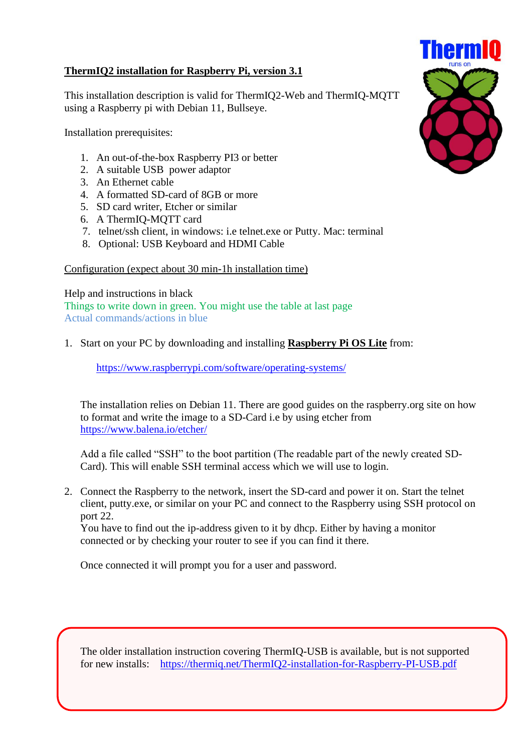# ThermIQ2 installation for Raspberry Pi, version 3.1

This installation description is valid for ThermIQ2-Web and ThermIQ-MQTT using a Raspberry pi with Debian 11, Bullseye.

Installation prerequisites:

1. An out-of-the-box Raspberry PI3 or better
2. A suitable USB power adaptor
3. An Ethernet cable
4. A formatted SD-card of 8GB or more
5. SD card writer, Etcher or similar
6. A ThermIQ-MQTT card
7. telnet/ssh client, in windows: i.e telnet.exe or Putty. Mac: terminal
8. Optional: USB Keyboard and HDMI Cable

## Configuration (expect about 30 min-1h installation time)

Help and instructions in black
Things to write down in green. You might use the table at last page
Actual commands/actions in blue

1. Start on your PC by downloading and installing **Raspberry Pi OS Lite** from:

   https://www.raspberrypi.com/software/operating-systems/

   The installation relies on Debian 11. There are good guides on the raspberry.org site on how to format and write the image to a SD-Card i.e by using etcher from https://www.balena.io/etcher/

   Add a file called "SSH" to the boot partition (The readable part of the newly created SD-Card). This will enable SSH terminal access which we will use to login.

2. Connect the Raspberry to the network, insert the SD-card and power it on. Start the telnet client, putty.exe, or similar on your PC and connect to the Raspberry using SSH protocol on port 22.
   You have to find out the ip-address given to it by dhcp. Either by having a monitor connected or by checking your router to see if you can find it there.

   Once connected it will prompt you for a user and password.

> The older installation instruction covering ThermIQ-USB is available, but is not supported for new installs: https://thermiq.net/ThermIQ2-installation-for-Raspberry-PI-USB.pdf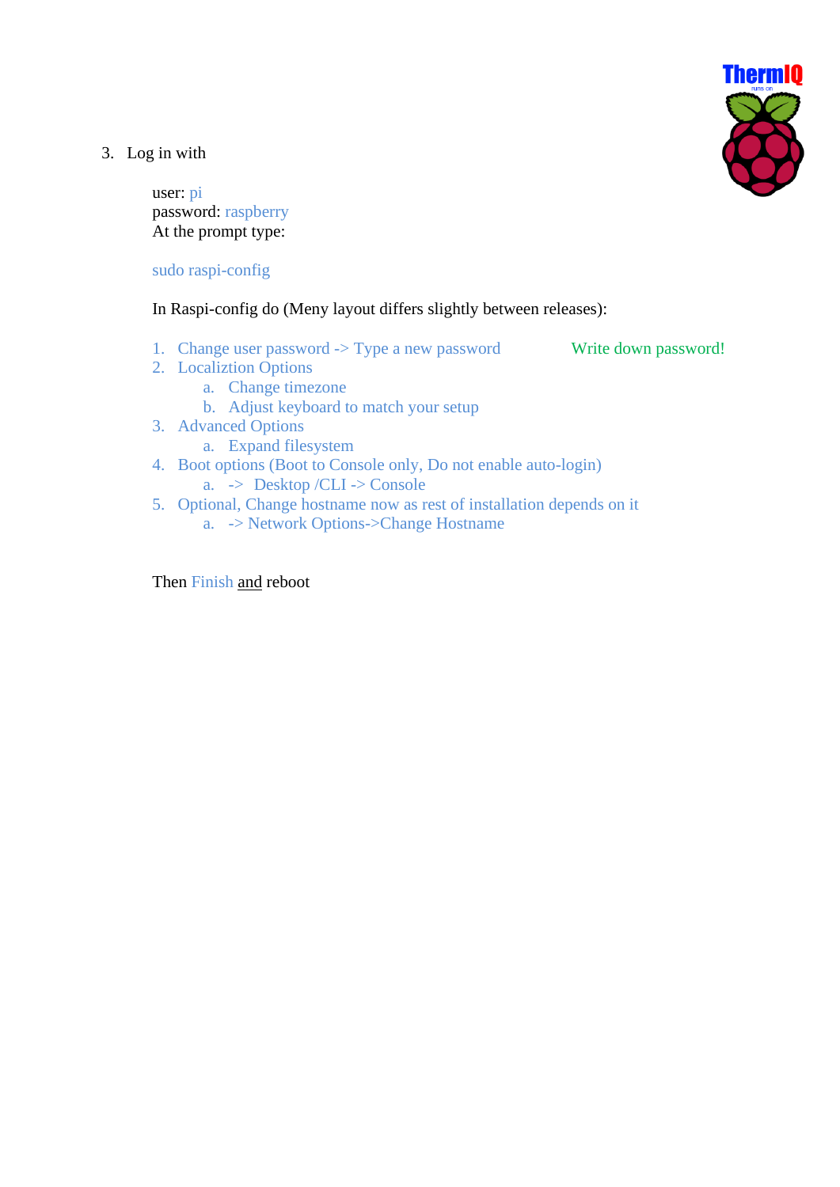3. Log in with

user: pi
password: raspberry
At the prompt type:

```
sudo raspi-config
```

In Raspi-config do (Meny layout differs slightly between releases):

1. Change user password -> Type a new password    Write down password!
2. Localiztion Options
    a. Change timezone
    b. Adjust keyboard to match your setup
3. Advanced Options
    a. Expand filesystem
4. Boot options (Boot to Console only, Do not enable auto-login)
    a. -> Desktop /CLI -> Console
5. Optional, Change hostname now as rest of installation depends on it
    a. -> Network Options->Change Hostname

Then Finish and reboot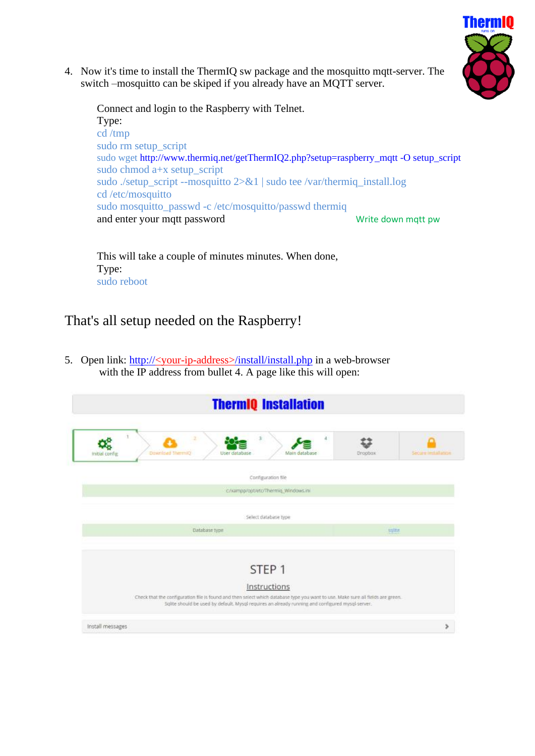4. Now it's time to install the ThermIQ sw package and the mosquitto mqtt-server. The switch –mosquitto can be skiped if you already have an MQTT server.

   Connect and login to the Raspberry with Telnet.
   Type:

   ```
   cd /tmp
   sudo rm setup_script
   sudo wget http://www.thermiq.net/getThermIQ2.php?setup=raspberry_mqtt -O setup_script
   sudo chmod a+x setup_script
   sudo ./setup_script --mosquitto 2>&1 | sudo tee /var/thermiq_install.log
   cd /etc/mosquitto
   sudo mosquitto_passwd -c /etc/mosquitto/passwd thermiq
   ```

   and enter your mqtt password — Write down mqtt pw

   This will take a couple of minutes minutes. When done,
   Type:

   ```
   sudo reboot
   ```

## That's all setup needed on the Raspberry!

5. Open link: http://<your-ip-address>/install/install.php in a web-browser with the IP address from bullet 4. A page like this will open:

**ThermIQ Installation**

Initial config 1 | Download ThermIQ 2 | User database 3 | Main database 4 | Dropbox | Secure installation

Configuration file

c:/xampp/opt/etc/Thermiq_Windows.ini

Select database type

| Database type | sqlite |
|---|---|

STEP 1

Instructions

Check that the configuration file is found and then select which database type you want to use. Make sure all fields are green. Sqlite should be used by default. Mysql requires an already running and configured mysql-server.

Install messages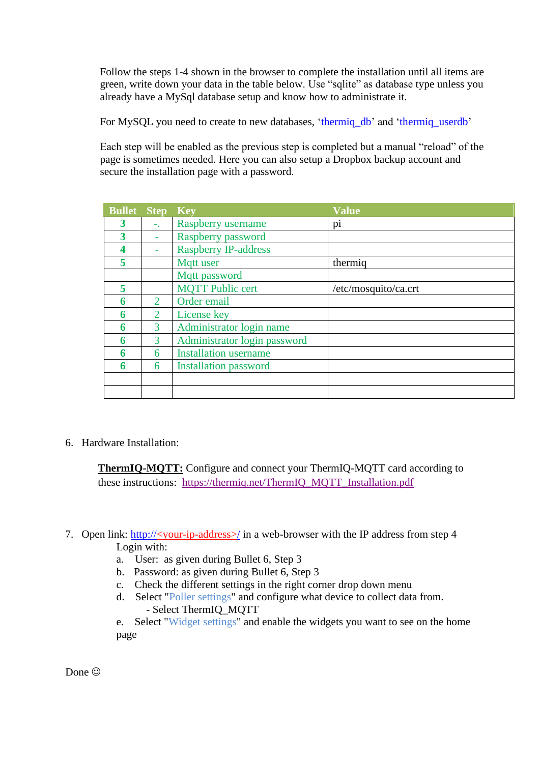Follow the steps 1-4 shown in the browser to complete the installation until all items are green, write down your data in the table below. Use “sqlite” as database type unless you already have a MySql database setup and know how to administrate it.

For MySQL you need to create to new databases, ‘thermiq_db’ and ‘thermiq_userdb’

Each step will be enabled as the previous step is completed but a manual “reload” of the page is sometimes needed. Here you can also setup a Dropbox backup account and secure the installation page with a password.

| Bullet | Step | Key | Value |
|---|---|---|---|
| 3 | -. | Raspberry username | pi |
| 3 | - | Raspberry password | |
| 4 | - | Raspberry IP-address | |
| 5 | | Mqtt user | thermiq |
| | | Mqtt password | |
| 5 | | MQTT Public cert | /etc/mosquito/ca.crt |
| 6 | 2 | Order email | |
| 6 | 2 | License key | |
| 6 | 3 | Administrator login name | |
| 6 | 3 | Administrator login password | |
| 6 | 6 | Installation username | |
| 6 | 6 | Installation password | |
| | | | |
| | | | |

6. Hardware Installation:

   **ThermIQ-MQTT:** Configure and connect your ThermIQ-MQTT card according to these instructions: https://thermiq.net/ThermIQ_MQTT_Installation.pdf

7. Open link: http://<your-ip-address>/ in a web-browser with the IP address from step 4
   Login with:
   a. User: as given during Bullet 6, Step 3
   b. Password: as given during Bullet 6, Step 3
   c. Check the different settings in the right corner drop down menu
   d. Select "Poller settings" and configure what device to collect data from.
      - Select ThermIQ_MQTT
   e. Select "Widget settings" and enable the widgets you want to see on the home page

Done ☺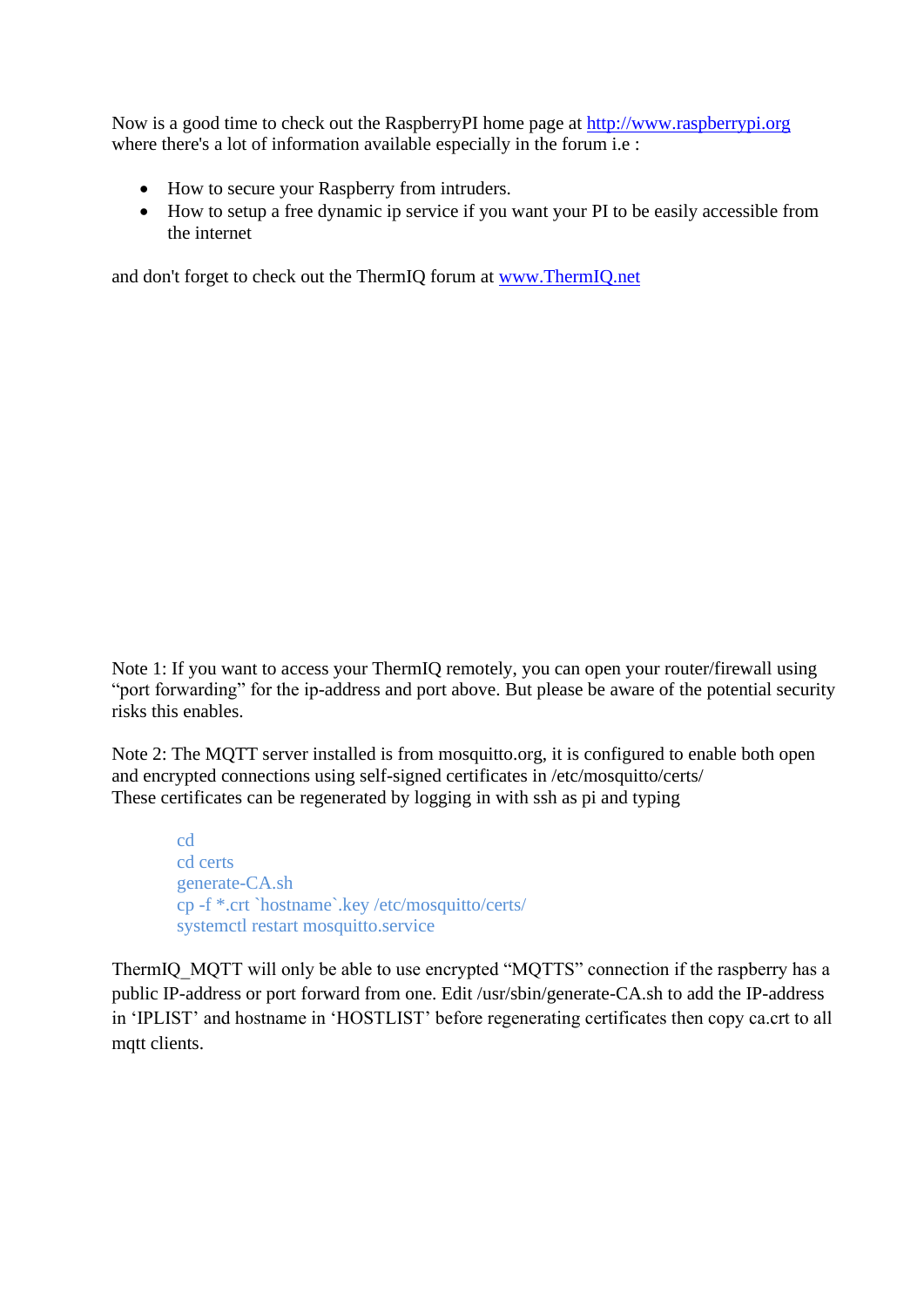Now is a good time to check out the RaspberryPI home page at [http://www.raspberrypi.org](http://www.raspberrypi.org) where there's a lot of information available especially in the forum i.e :

- How to secure your Raspberry from intruders.
- How to setup a free dynamic ip service if you want your PI to be easily accessible from the internet

and don't forget to check out the ThermIQ forum at [www.ThermIQ.net](http://www.ThermIQ.net)

Note 1: If you want to access your ThermIQ remotely, you can open your router/firewall using "port forwarding" for the ip-address and port above. But please be aware of the potential security risks this enables.

Note 2: The MQTT server installed is from mosquitto.org, it is configured to enable both open and encrypted connections using self-signed certificates in /etc/mosquitto/certs/
These certificates can be regenerated by logging in with ssh as pi and typing

```
cd
cd certs
generate-CA.sh
cp -f *.crt `hostname`.key /etc/mosquitto/certs/
systemctl restart mosquitto.service
```

ThermIQ_MQTT will only be able to use encrypted "MQTTS" connection if the raspberry has a public IP-address or port forward from one. Edit /usr/sbin/generate-CA.sh to add the IP-address in 'IPLIST' and hostname in 'HOSTLIST' before regenerating certificates then copy ca.crt to all mqtt clients.